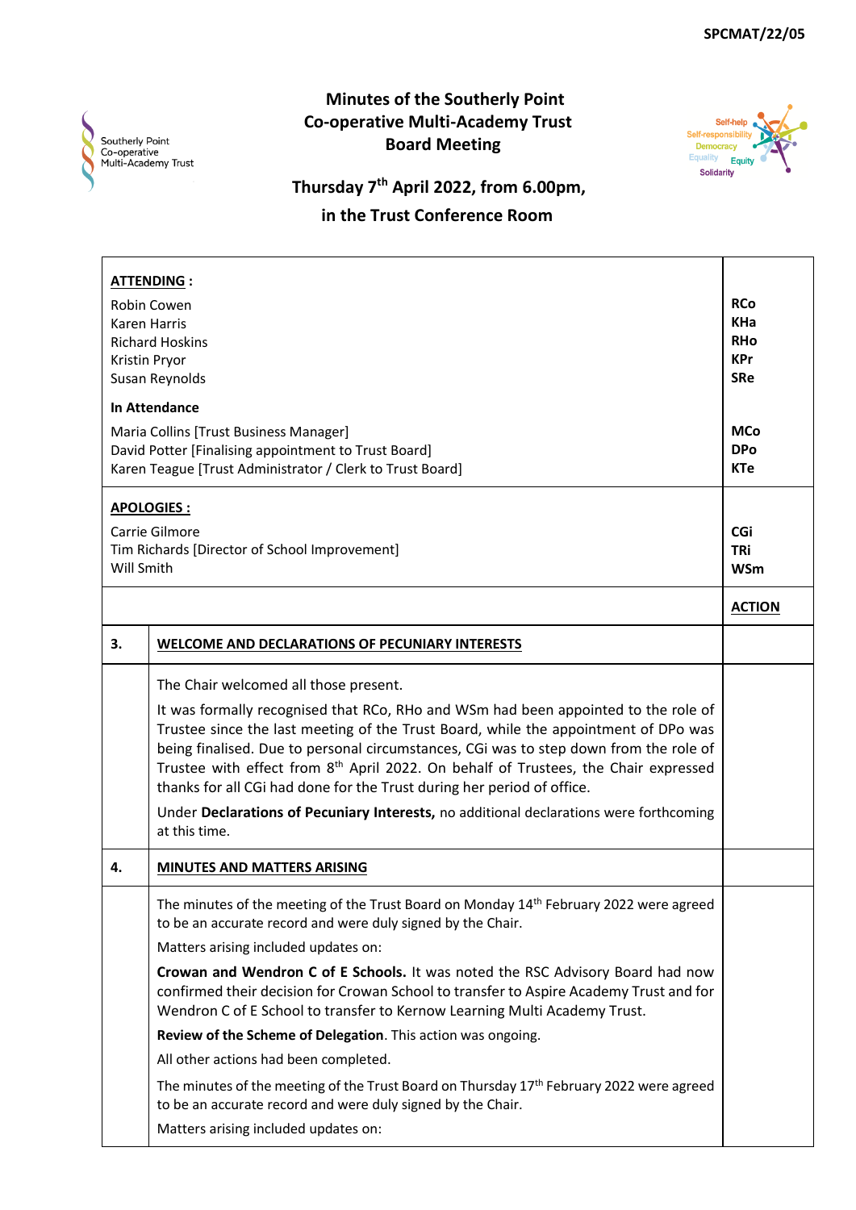SPCMAT/22/05

# Minutes of the Southerly Point Co-operative Multi-Academy Trust Board Meeting

## Thursday 7th April 2022, from 6.00pm, in the Trust Conference Room

**ATTENDING :**

| | |
|---|---|
| Robin Cowen | **RCo** |
| Karen Harris | **KHa** |
| Richard Hoskins | **RHo** |
| Kristin Pryor | **KPr** |
| Susan Reynolds | **SRe** |

**In Attendance**

| | |
|---|---|
| Maria Collins [Trust Business Manager] | **MCo** |
| David Potter [Finalising appointment to Trust Board] | **DPo** |
| Karen Teague [Trust Administrator / Clerk to Trust Board] | **KTe** |

**APOLOGIES :**

| | |
|---|---|
| Carrie Gilmore | **CGi** |
| Tim Richards [Director of School Improvement] | **TRi** |
| Will Smith | **WSm** |

| | | **ACTION** |
|---|---|---|
| **3.** | **WELCOME AND DECLARATIONS OF PECUNIARY INTERESTS** | |
| | The Chair welcomed all those present.<br><br>It was formally recognised that RCo, RHo and WSm had been appointed to the role of Trustee since the last meeting of the Trust Board, while the appointment of DPo was being finalised. Due to personal circumstances, CGi was to step down from the role of Trustee with effect from 8th April 2022. On behalf of Trustees, the Chair expressed thanks for all CGi had done for the Trust during her period of office.<br><br>Under **Declarations of Pecuniary Interests,** no additional declarations were forthcoming at this time. | |
| **4.** | **MINUTES AND MATTERS ARISING** | |
| | The minutes of the meeting of the Trust Board on Monday 14th February 2022 were agreed to be an accurate record and were duly signed by the Chair.<br><br>Matters arising included updates on:<br><br>**Crowan and Wendron C of E Schools.** It was noted the RSC Advisory Board had now confirmed their decision for Crowan School to transfer to Aspire Academy Trust and for Wendron C of E School to transfer to Kernow Learning Multi Academy Trust.<br><br>**Review of the Scheme of Delegation**. This action was ongoing.<br><br>All other actions had been completed.<br><br>The minutes of the meeting of the Trust Board on Thursday 17th February 2022 were agreed to be an accurate record and were duly signed by the Chair.<br><br>Matters arising included updates on: | |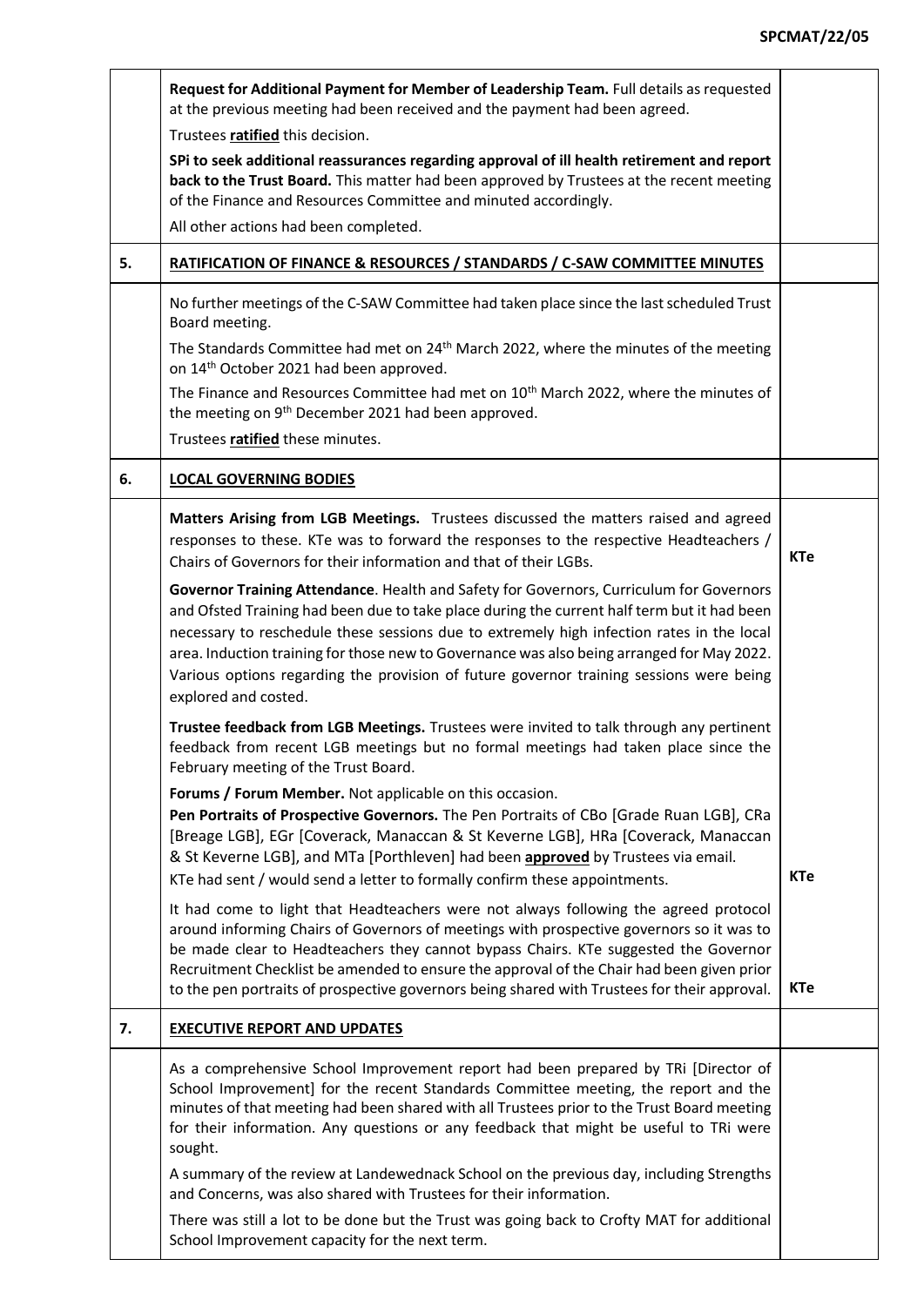| | | |
|---|---|---|
| | **Request for Additional Payment for Member of Leadership Team.** Full details as requested at the previous meeting had been received and the payment had been agreed.<br><br>Trustees **ratified** this decision.<br><br>**SPi to seek additional reassurances regarding approval of ill health retirement and report back to the Trust Board.** This matter had been approved by Trustees at the recent meeting of the Finance and Resources Committee and minuted accordingly.<br><br>All other actions had been completed. | |
| **5.** | **RATIFICATION OF FINANCE & RESOURCES / STANDARDS / C-SAW COMMITTEE MINUTES** | |
| | No further meetings of the C-SAW Committee had taken place since the last scheduled Trust Board meeting.<br><br>The Standards Committee had met on 24th March 2022, where the minutes of the meeting on 14th October 2021 had been approved.<br><br>The Finance and Resources Committee had met on 10th March 2022, where the minutes of the meeting on 9th December 2021 had been approved.<br><br>Trustees **ratified** these minutes. | |
| **6.** | **LOCAL GOVERNING BODIES** | |
| | **Matters Arising from LGB Meetings.** Trustees discussed the matters raised and agreed responses to these. KTe was to forward the responses to the respective Headteachers / Chairs of Governors for their information and that of their LGBs. | **KTe** |
| | **Governor Training Attendance**. Health and Safety for Governors, Curriculum for Governors and Ofsted Training had been due to take place during the current half term but it had been necessary to reschedule these sessions due to extremely high infection rates in the local area. Induction training for those new to Governance was also being arranged for May 2022. Various options regarding the provision of future governor training sessions were being explored and costed.<br><br>**Trustee feedback from LGB Meetings.** Trustees were invited to talk through any pertinent feedback from recent LGB meetings but no formal meetings had taken place since the February meeting of the Trust Board.<br><br>**Forums / Forum Member.** Not applicable on this occasion.<br>**Pen Portraits of Prospective Governors.** The Pen Portraits of CBo [Grade Ruan LGB], CRa [Breage LGB], EGr [Coverack, Manaccan & St Keverne LGB], HRa [Coverack, Manaccan & St Keverne LGB], and MTa [Porthleven] had been **approved** by Trustees via email.<br>KTe had sent / would send a letter to formally confirm these appointments. | **KTe** |
| | It had come to light that Headteachers were not always following the agreed protocol around informing Chairs of Governors of meetings with prospective governors so it was to be made clear to Headteachers they cannot bypass Chairs. KTe suggested the Governor Recruitment Checklist be amended to ensure the approval of the Chair had been given prior to the pen portraits of prospective governors being shared with Trustees for their approval. | **KTe** |
| **7.** | **EXECUTIVE REPORT AND UPDATES** | |
| | As a comprehensive School Improvement report had been prepared by TRi [Director of School Improvement] for the recent Standards Committee meeting, the report and the minutes of that meeting had been shared with all Trustees prior to the Trust Board meeting for their information. Any questions or any feedback that might be useful to TRi were sought.<br><br>A summary of the review at Landewednack School on the previous day, including Strengths and Concerns, was also shared with Trustees for their information.<br><br>There was still a lot to be done but the Trust was going back to Crofty MAT for additional School Improvement capacity for the next term. | |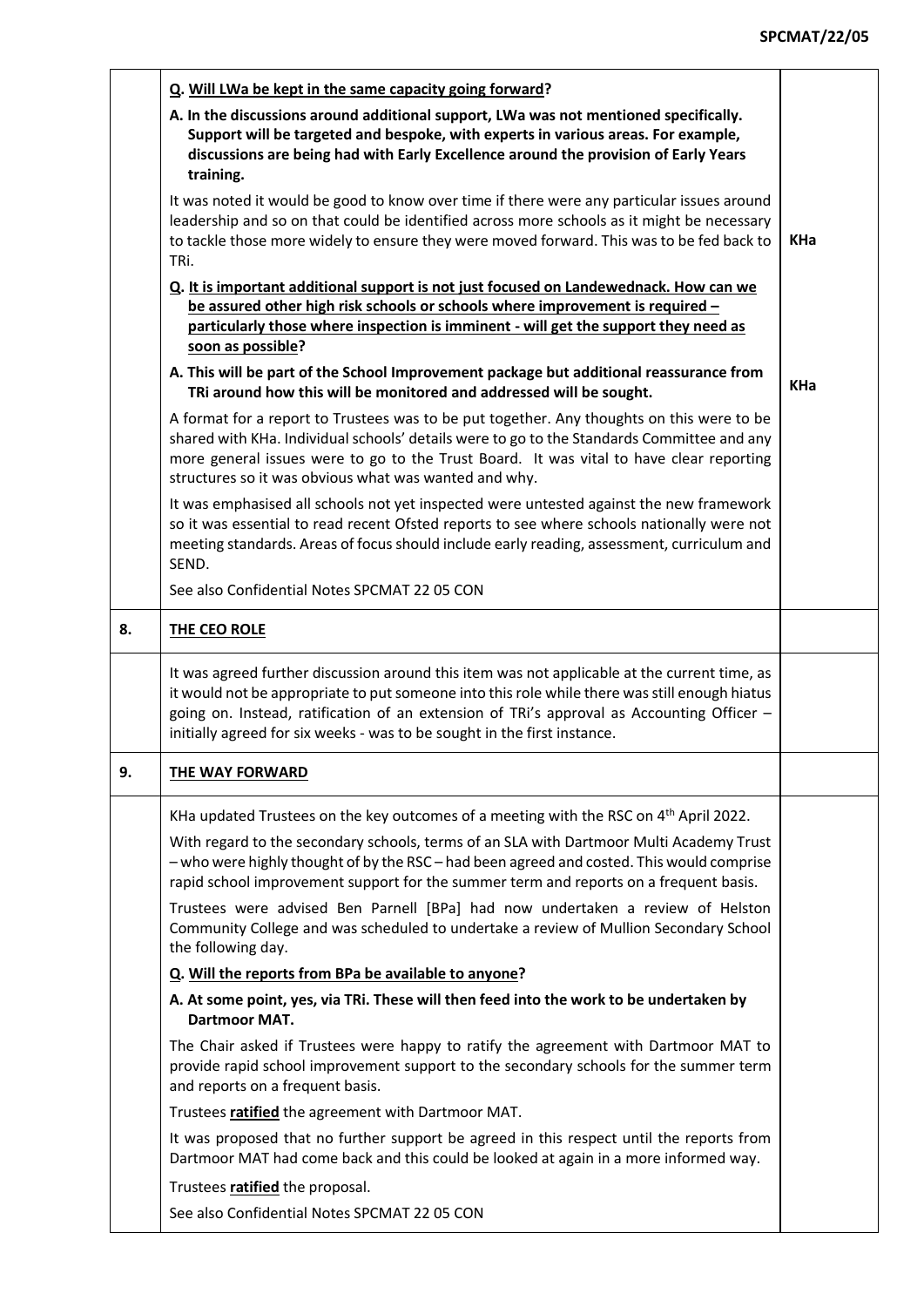|  |  |  |
|---|---|---|
|  | **Q. <u>Will LWa be kept in the same capacity going forward</u>?**<br><br>**A. In the discussions around additional support, LWa was not mentioned specifically. Support will be targeted and bespoke, with experts in various areas. For example, discussions are being had with Early Excellence around the provision of Early Years training.**<br><br>It was noted it would be good to know over time if there were any particular issues around leadership and so on that could be identified across more schools as it might be necessary to tackle those more widely to ensure they were moved forward. This was to be fed back to TRi.<br><br>**Q. <u>It is important additional support is not just focused on Landewednack. How can we be assured other high risk schools or schools where improvement is required – particularly those where inspection is imminent - will get the support they need as soon as possible</u>?**<br><br>**A. This will be part of the School Improvement package but additional reassurance from TRi around how this will be monitored and addressed will be sought.**<br><br>A format for a report to Trustees was to be put together. Any thoughts on this were to be shared with KHa. Individual schools' details were to go to the Standards Committee and any more general issues were to go to the Trust Board. It was vital to have clear reporting structures so it was obvious what was wanted and why.<br><br>It was emphasised all schools not yet inspected were untested against the new framework so it was essential to read recent Ofsted reports to see where schools nationally were not meeting standards. Areas of focus should include early reading, assessment, curriculum and SEND.<br><br>See also Confidential Notes SPCMAT 22 05 CON | **KHa**<br><br>**KHa** |
| **8.** | **<u>THE CEO ROLE</u>** |  |
|  | It was agreed further discussion around this item was not applicable at the current time, as it would not be appropriate to put someone into this role while there was still enough hiatus going on. Instead, ratification of an extension of TRi's approval as Accounting Officer – initially agreed for six weeks - was to be sought in the first instance. |  |
| **9.** | **<u>THE WAY FORWARD</u>** |  |
|  | KHa updated Trustees on the key outcomes of a meeting with the RSC on 4th April 2022.<br><br>With regard to the secondary schools, terms of an SLA with Dartmoor Multi Academy Trust – who were highly thought of by the RSC – had been agreed and costed. This would comprise rapid school improvement support for the summer term and reports on a frequent basis.<br><br>Trustees were advised Ben Parnell [BPa] had now undertaken a review of Helston Community College and was scheduled to undertake a review of Mullion Secondary School the following day.<br><br>**Q. <u>Will the reports from BPa be available to anyone</u>?**<br><br>**A. At some point, yes, via TRi. These will then feed into the work to be undertaken by Dartmoor MAT.**<br><br>The Chair asked if Trustees were happy to ratify the agreement with Dartmoor MAT to provide rapid school improvement support to the secondary schools for the summer term and reports on a frequent basis.<br><br>Trustees **<u>ratified</u>** the agreement with Dartmoor MAT.<br><br>It was proposed that no further support be agreed in this respect until the reports from Dartmoor MAT had come back and this could be looked at again in a more informed way.<br><br>Trustees **<u>ratified</u>** the proposal.<br><br>See also Confidential Notes SPCMAT 22 05 CON |  |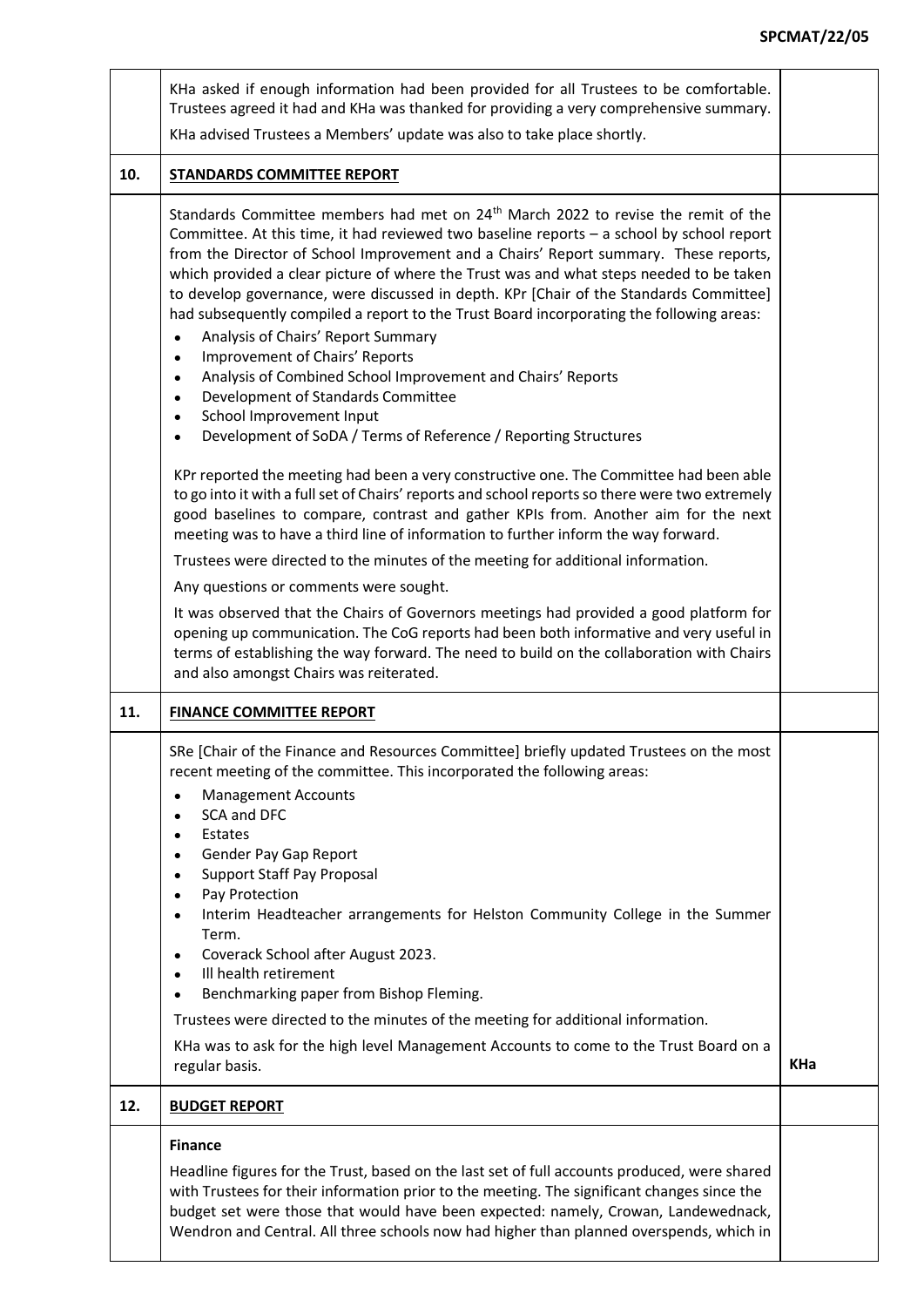| | | |
|---|---|---|
| | KHa asked if enough information had been provided for all Trustees to be comfortable. Trustees agreed it had and KHa was thanked for providing a very comprehensive summary.<br><br>KHa advised Trustees a Members' update was also to take place shortly. | |
| **10.** | **STANDARDS COMMITTEE REPORT** | |
| | Standards Committee members had met on 24th March 2022 to revise the remit of the Committee. At this time, it had reviewed two baseline reports – a school by school report from the Director of School Improvement and a Chairs' Report summary. These reports, which provided a clear picture of where the Trust was and what steps needed to be taken to develop governance, were discussed in depth. KPr [Chair of the Standards Committee] had subsequently compiled a report to the Trust Board incorporating the following areas:<br>• Analysis of Chairs' Report Summary<br>• Improvement of Chairs' Reports<br>• Analysis of Combined School Improvement and Chairs' Reports<br>• Development of Standards Committee<br>• School Improvement Input<br>• Development of SoDA / Terms of Reference / Reporting Structures<br><br>KPr reported the meeting had been a very constructive one. The Committee had been able to go into it with a full set of Chairs' reports and school reports so there were two extremely good baselines to compare, contrast and gather KPIs from. Another aim for the next meeting was to have a third line of information to further inform the way forward.<br><br>Trustees were directed to the minutes of the meeting for additional information.<br><br>Any questions or comments were sought.<br><br>It was observed that the Chairs of Governors meetings had provided a good platform for opening up communication. The CoG reports had been both informative and very useful in terms of establishing the way forward. The need to build on the collaboration with Chairs and also amongst Chairs was reiterated. | |
| **11.** | **FINANCE COMMITTEE REPORT** | |
| | SRe [Chair of the Finance and Resources Committee] briefly updated Trustees on the most recent meeting of the committee. This incorporated the following areas:<br>• Management Accounts<br>• SCA and DFC<br>• Estates<br>• Gender Pay Gap Report<br>• Support Staff Pay Proposal<br>• Pay Protection<br>• Interim Headteacher arrangements for Helston Community College in the Summer Term.<br>• Coverack School after August 2023.<br>• Ill health retirement<br>• Benchmarking paper from Bishop Fleming.<br><br>Trustees were directed to the minutes of the meeting for additional information.<br><br>KHa was to ask for the high level Management Accounts to come to the Trust Board on a regular basis. | **KHa** |
| **12.** | **BUDGET REPORT** | |
| | **Finance**<br><br>Headline figures for the Trust, based on the last set of full accounts produced, were shared with Trustees for their information prior to the meeting. The significant changes since the budget set were those that would have been expected: namely, Crowan, Landewednack, Wendron and Central. All three schools now had higher than planned overspends, which in | |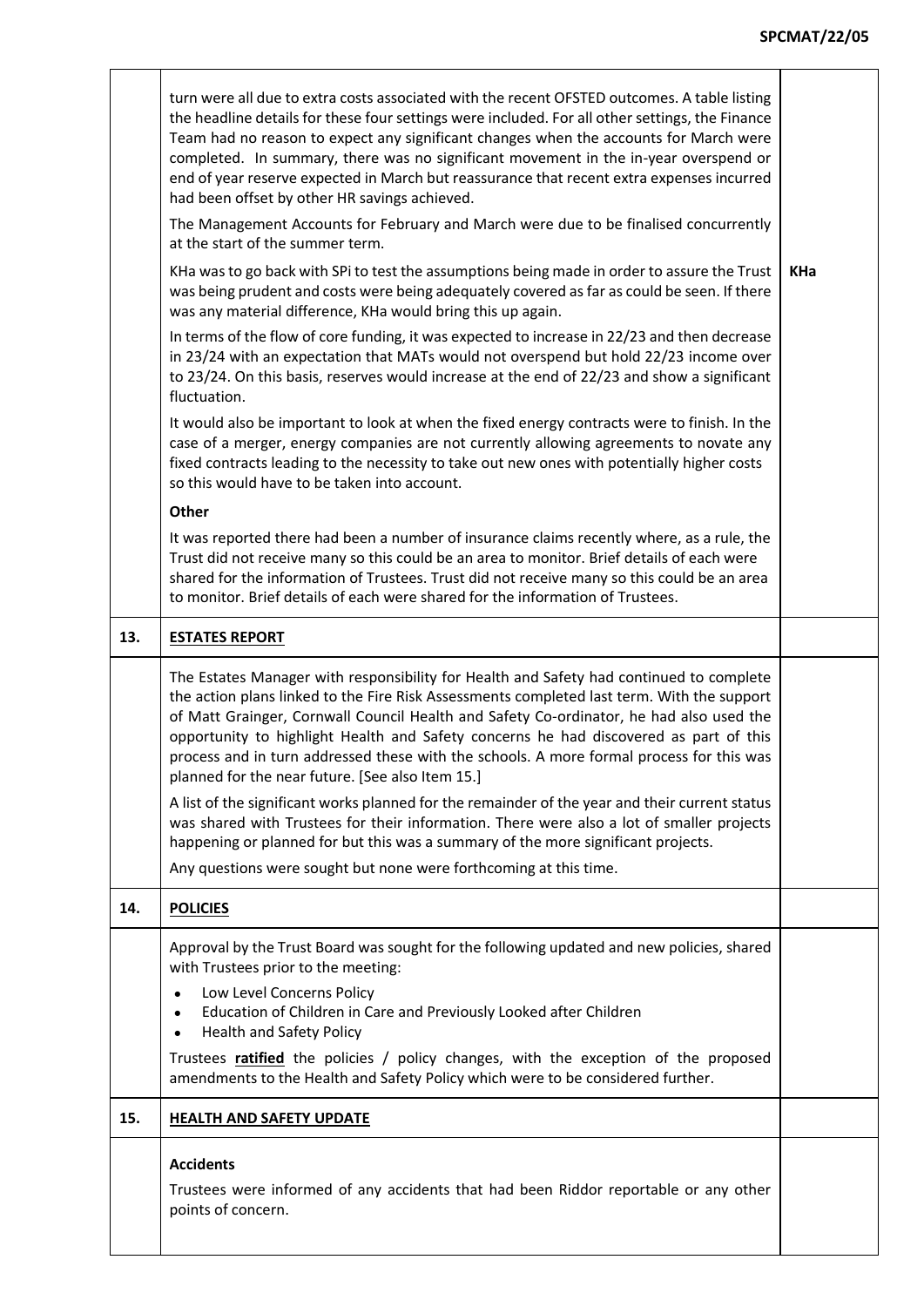| | | |
|---|---|---|
| | turn were all due to extra costs associated with the recent OFSTED outcomes. A table listing the headline details for these four settings were included. For all other settings, the Finance Team had no reason to expect any significant changes when the accounts for March were completed. In summary, there was no significant movement in the in-year overspend or end of year reserve expected in March but reassurance that recent extra expenses incurred had been offset by other HR savings achieved.<br><br>The Management Accounts for February and March were due to be finalised concurrently at the start of the summer term.<br><br>KHa was to go back with SPi to test the assumptions being made in order to assure the Trust was being prudent and costs were being adequately covered as far as could be seen. If there was any material difference, KHa would bring this up again.<br><br>In terms of the flow of core funding, it was expected to increase in 22/23 and then decrease in 23/24 with an expectation that MATs would not overspend but hold 22/23 income over to 23/24. On this basis, reserves would increase at the end of 22/23 and show a significant fluctuation.<br><br>It would also be important to look at when the fixed energy contracts were to finish. In the case of a merger, energy companies are not currently allowing agreements to novate any fixed contracts leading to the necessity to take out new ones with potentially higher costs so this would have to be taken into account.<br><br>**Other**<br><br>It was reported there had been a number of insurance claims recently where, as a rule, the Trust did not receive many so this could be an area to monitor. Brief details of each were shared for the information of Trustees. Trust did not receive many so this could be an area to monitor. Brief details of each were shared for the information of Trustees. | **KHa** |
| **13.** | **ESTATES REPORT** | |
| | The Estates Manager with responsibility for Health and Safety had continued to complete the action plans linked to the Fire Risk Assessments completed last term. With the support of Matt Grainger, Cornwall Council Health and Safety Co-ordinator, he had also used the opportunity to highlight Health and Safety concerns he had discovered as part of this process and in turn addressed these with the schools. A more formal process for this was planned for the near future. [See also Item 15.]<br><br>A list of the significant works planned for the remainder of the year and their current status was shared with Trustees for their information. There were also a lot of smaller projects happening or planned for but this was a summary of the more significant projects.<br><br>Any questions were sought but none were forthcoming at this time. | |
| **14.** | **POLICIES** | |
| | Approval by the Trust Board was sought for the following updated and new policies, shared with Trustees prior to the meeting:<br><br>• Low Level Concerns Policy<br>• Education of Children in Care and Previously Looked after Children<br>• Health and Safety Policy<br><br>Trustees **ratified** the policies / policy changes, with the exception of the proposed amendments to the Health and Safety Policy which were to be considered further. | |
| **15.** | **HEALTH AND SAFETY UPDATE** | |
| | **Accidents**<br><br>Trustees were informed of any accidents that had been Riddor reportable or any other points of concern. | |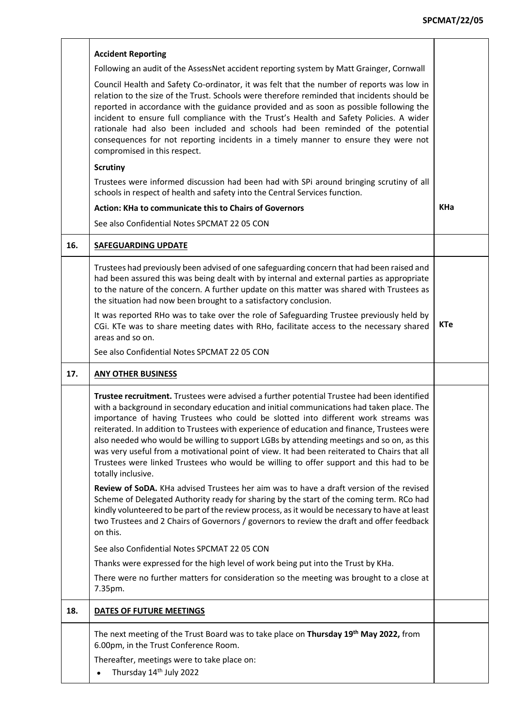| | | |
|---|---|---|
| | **Accident Reporting**<br>Following an audit of the AssessNet accident reporting system by Matt Grainger, Cornwall Council Health and Safety Co-ordinator, it was felt that the number of reports was low in relation to the size of the Trust. Schools were therefore reminded that incidents should be reported in accordance with the guidance provided and as soon as possible following the incident to ensure full compliance with the Trust's Health and Safety Policies. A wider rationale had also been included and schools had been reminded of the potential consequences for not reporting incidents in a timely manner to ensure they were not compromised in this respect.<br>**Scrutiny**<br>Trustees were informed discussion had been had with SPi around bringing scrutiny of all schools in respect of health and safety into the Central Services function.<br>**Action: KHa to communicate this to Chairs of Governors**<br>See also Confidential Notes SPCMAT 22 05 CON | **KHa** |
| **16.** | **SAFEGUARDING UPDATE** | |
| | Trustees had previously been advised of one safeguarding concern that had been raised and had been assured this was being dealt with by internal and external parties as appropriate to the nature of the concern. A further update on this matter was shared with Trustees as the situation had now been brought to a satisfactory conclusion.<br>It was reported RHo was to take over the role of Safeguarding Trustee previously held by CGi. KTe was to share meeting dates with RHo, facilitate access to the necessary shared areas and so on.<br>See also Confidential Notes SPCMAT 22 05 CON | **KTe** |
| **17.** | **ANY OTHER BUSINESS** | |
| | **Trustee recruitment.** Trustees were advised a further potential Trustee had been identified with a background in secondary education and initial communications had taken place. The importance of having Trustees who could be slotted into different work streams was reiterated. In addition to Trustees with experience of education and finance, Trustees were also needed who would be willing to support LGBs by attending meetings and so on, as this was very useful from a motivational point of view. It had been reiterated to Chairs that all Trustees were linked Trustees who would be willing to offer support and this had to be totally inclusive.<br>**Review of SoDA.** KHa advised Trustees her aim was to have a draft version of the revised Scheme of Delegated Authority ready for sharing by the start of the coming term. RCo had kindly volunteered to be part of the review process, as it would be necessary to have at least two Trustees and 2 Chairs of Governors / governors to review the draft and offer feedback on this.<br>See also Confidential Notes SPCMAT 22 05 CON<br>Thanks were expressed for the high level of work being put into the Trust by KHa.<br>There were no further matters for consideration so the meeting was brought to a close at 7.35pm. | |
| **18.** | **DATES OF FUTURE MEETINGS** | |
| | The next meeting of the Trust Board was to take place on **Thursday 19th May 2022,** from 6.00pm, in the Trust Conference Room.<br>Thereafter, meetings were to take place on:<br>• Thursday 14th July 2022 | |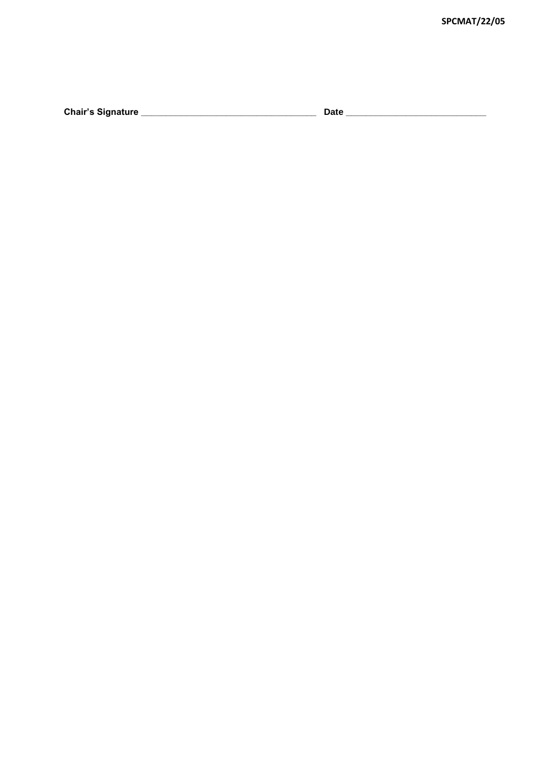**Chair's Signature** ____________________________________ **Date** ____________________________